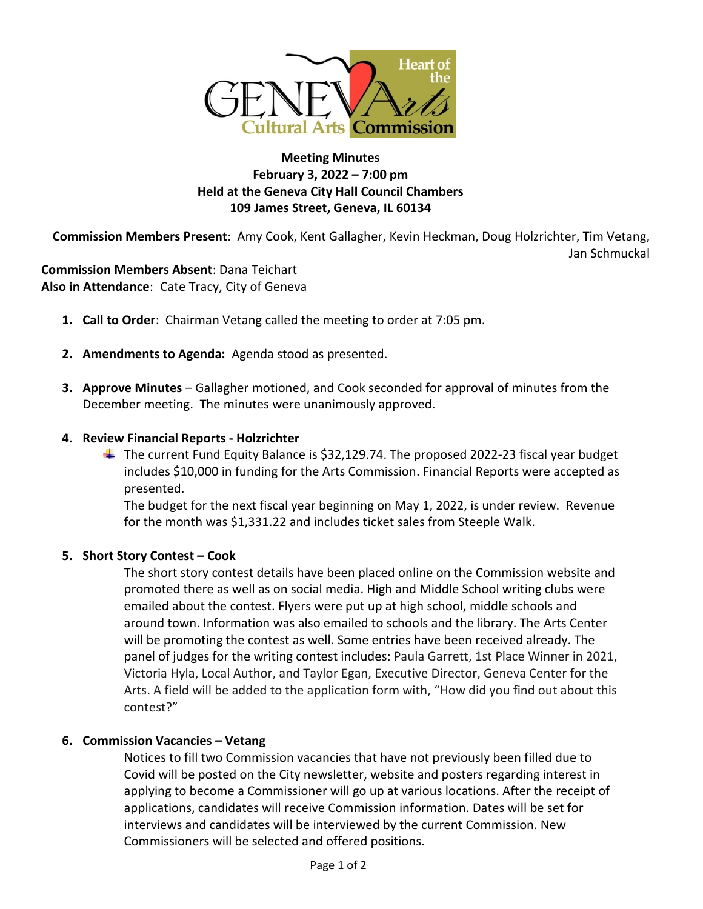**Meeting Minutes**
**February 3, 2022 – 7:00 pm**
**Held at the Geneva City Hall Council Chambers**
**109 James Street, Geneva, IL 60134**

**Commission Members Present**: Amy Cook, Kent Gallagher, Kevin Heckman, Doug Holzrichter, Tim Vetang, Jan Schmuckal

**Commission Members Absent**: Dana Teichart
**Also in Attendance**: Cate Tracy, City of Geneva

1. **Call to Order**: Chairman Vetang called the meeting to order at 7:05 pm.

2. **Amendments to Agenda:** Agenda stood as presented.

3. **Approve Minutes** – Gallagher motioned, and Cook seconded for approval of minutes from the December meeting. The minutes were unanimously approved.

4. **Review Financial Reports - Holzrichter**
   - The current Fund Equity Balance is $32,129.74. The proposed 2022-23 fiscal year budget includes $10,000 in funding for the Arts Commission. Financial Reports were accepted as presented.
     The budget for the next fiscal year beginning on May 1, 2022, is under review. Revenue for the month was $1,331.22 and includes ticket sales from Steeple Walk.

5. **Short Story Contest – Cook**

   The short story contest details have been placed online on the Commission website and promoted there as well as on social media. High and Middle School writing clubs were emailed about the contest. Flyers were put up at high school, middle schools and around town. Information was also emailed to schools and the library. The Arts Center will be promoting the contest as well. Some entries have been received already. The panel of judges for the writing contest includes: Paula Garrett, 1st Place Winner in 2021, Victoria Hyla, Local Author, and Taylor Egan, Executive Director, Geneva Center for the Arts. A field will be added to the application form with, "How did you find out about this contest?"

6. **Commission Vacancies – Vetang**

   Notices to fill two Commission vacancies that have not previously been filled due to Covid will be posted on the City newsletter, website and posters regarding interest in applying to become a Commissioner will go up at various locations. After the receipt of applications, candidates will receive Commission information. Dates will be set for interviews and candidates will be interviewed by the current Commission. New Commissioners will be selected and offered positions.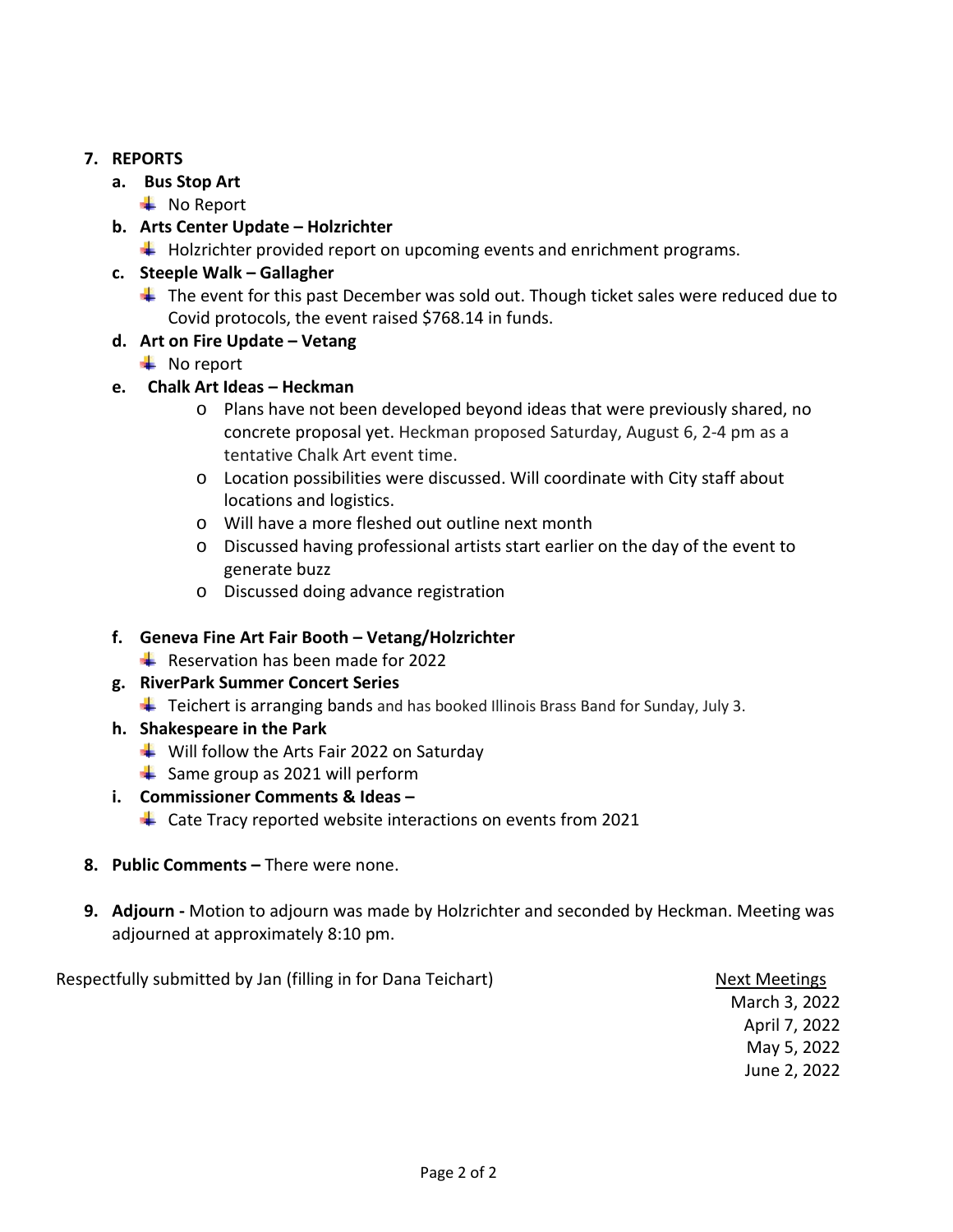7. **REPORTS**
   a. **Bus Stop Art**
      - No Report
   b. **Arts Center Update – Holzrichter**
      - Holzrichter provided report on upcoming events and enrichment programs.
   c. **Steeple Walk – Gallagher**
      - The event for this past December was sold out. Though ticket sales were reduced due to Covid protocols, the event raised $768.14 in funds.
   d. **Art on Fire Update – Vetang**
      - No report
   e. **Chalk Art Ideas – Heckman**
      - Plans have not been developed beyond ideas that were previously shared, no concrete proposal yet. Heckman proposed Saturday, August 6, 2-4 pm as a tentative Chalk Art event time.
      - Location possibilities were discussed. Will coordinate with City staff about locations and logistics.
      - Will have a more fleshed out outline next month
      - Discussed having professional artists start earlier on the day of the event to generate buzz
      - Discussed doing advance registration

   f. **Geneva Fine Art Fair Booth – Vetang/Holzrichter**
      - Reservation has been made for 2022
   g. **RiverPark Summer Concert Series**
      - Teichert is arranging bands and has booked Illinois Brass Band for Sunday, July 3.
   h. **Shakespeare in the Park**
      - Will follow the Arts Fair 2022 on Saturday
      - Same group as 2021 will perform
   i. **Commissioner Comments & Ideas –**
      - Cate Tracy reported website interactions on events from 2021

8. **Public Comments –** There were none.

9. **Adjourn -** Motion to adjourn was made by Holzrichter and seconded by Heckman. Meeting was adjourned at approximately 8:10 pm.

Respectfully submitted by Jan (filling in for Dana Teichart)

Next Meetings

March 3, 2022
April 7, 2022
May 5, 2022
June 2, 2022